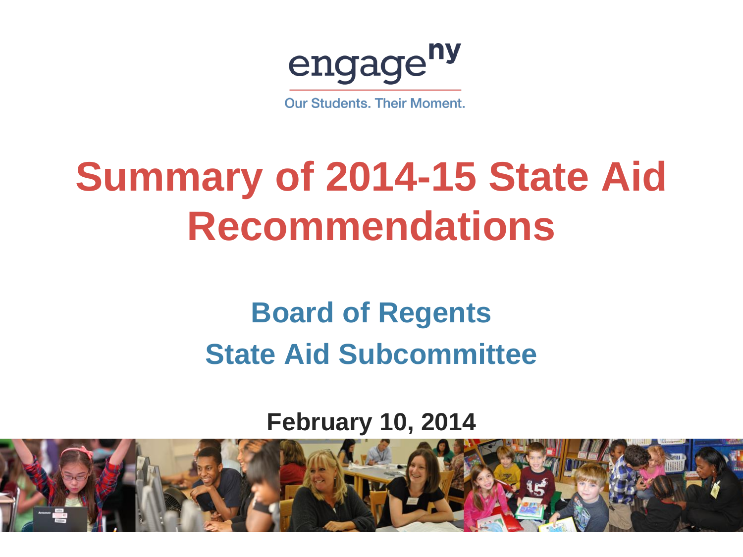engage^ny

Our Students. Their Moment.

# Summary of 2014-15 State Aid Recommendations

## Board of Regents
## State Aid Subcommittee

**February 10, 2014**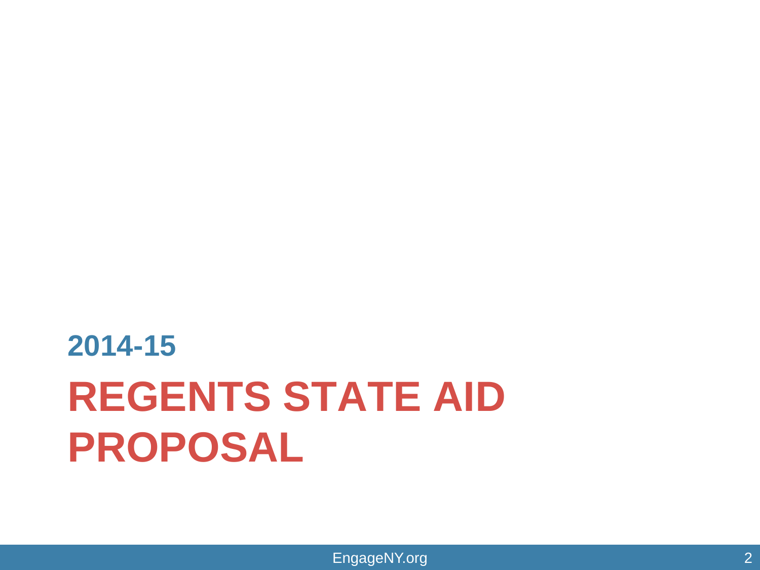## 2014-15

# REGENTS STATE AID PROPOSAL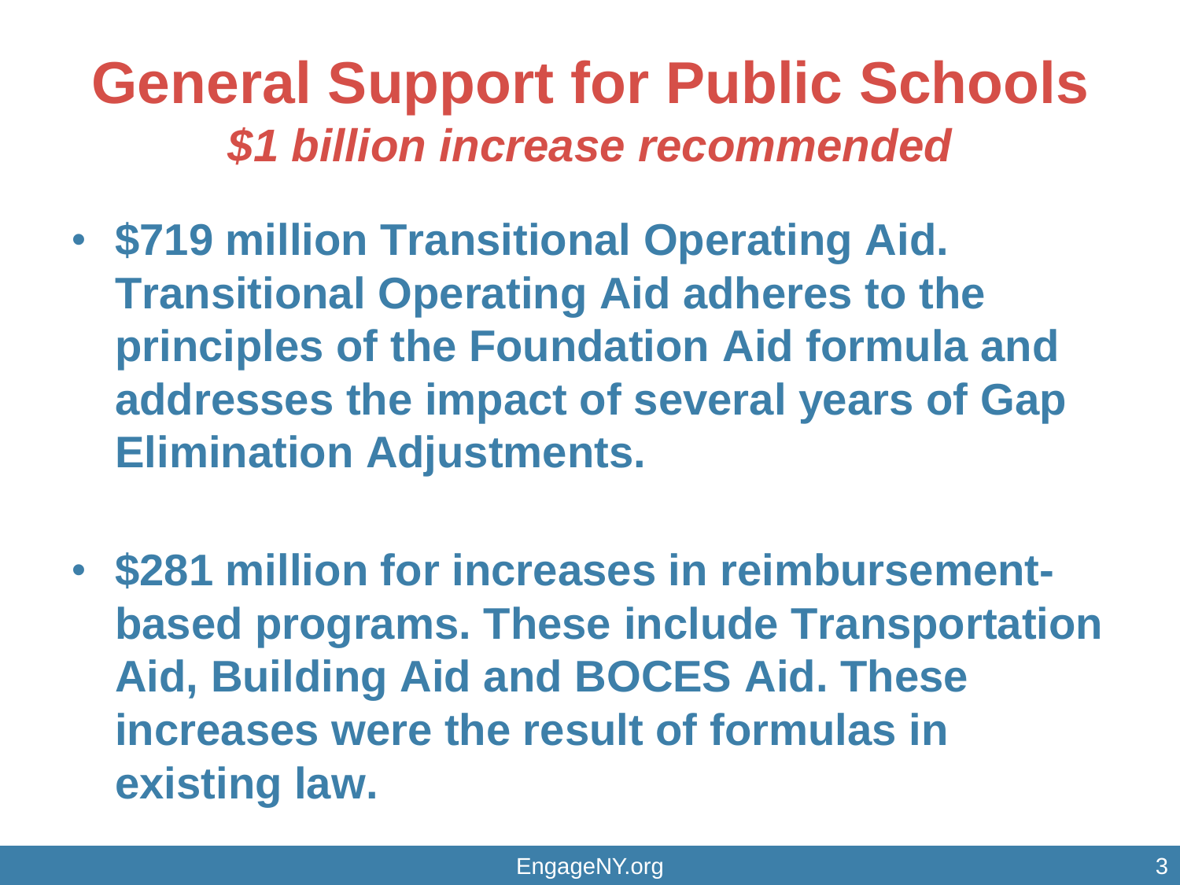# General Support for Public Schools

## *$1 billion increase recommended*

- **$719 million Transitional Operating Aid. Transitional Operating Aid adheres to the principles of the Foundation Aid formula and addresses the impact of several years of Gap Elimination Adjustments.**

- **$281 million for increases in reimbursement-based programs. These include Transportation Aid, Building Aid and BOCES Aid. These increases were the result of formulas in existing law.**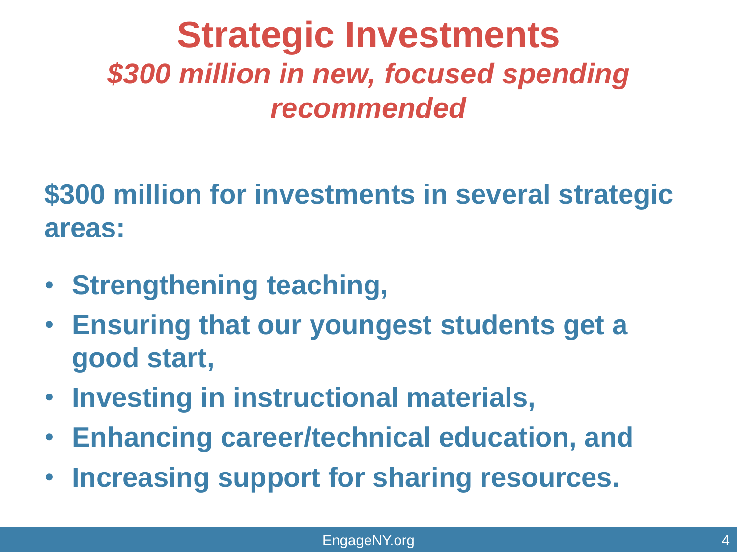# Strategic Investments

## *$300 million in new, focused spending recommended*

**$300 million for investments in several strategic areas:**

- **Strengthening teaching,**
- **Ensuring that our youngest students get a good start,**
- **Investing in instructional materials,**
- **Enhancing career/technical education, and**
- **Increasing support for sharing resources.**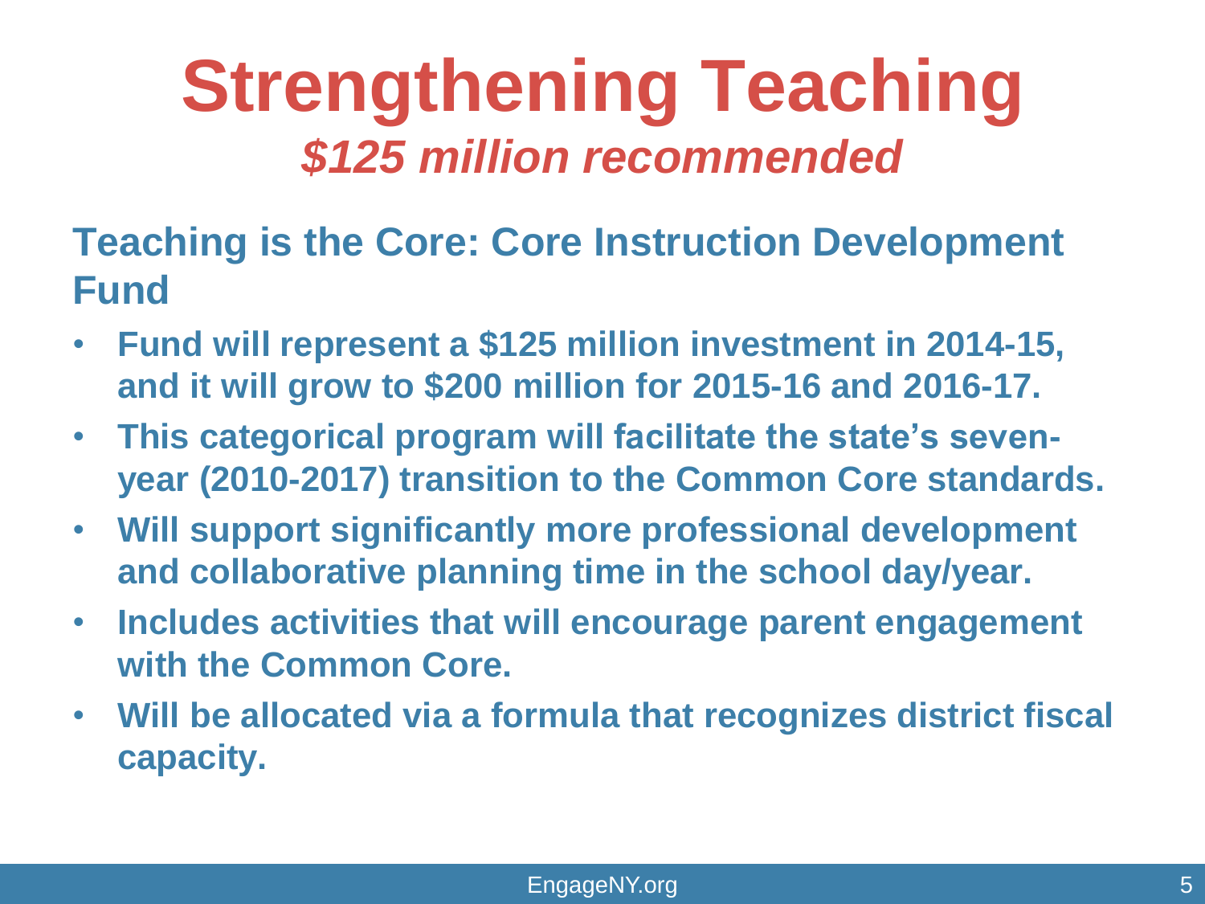# Strengthening Teaching

***$125 million recommended***

## Teaching is the Core: Core Instruction Development Fund

- **Fund will represent a $125 million investment in 2014-15, and it will grow to $200 million for 2015-16 and 2016-17.**
- **This categorical program will facilitate the state's seven-year (2010-2017) transition to the Common Core standards.**
- **Will support significantly more professional development and collaborative planning time in the school day/year.**
- **Includes activities that will encourage parent engagement with the Common Core.**
- **Will be allocated via a formula that recognizes district fiscal capacity.**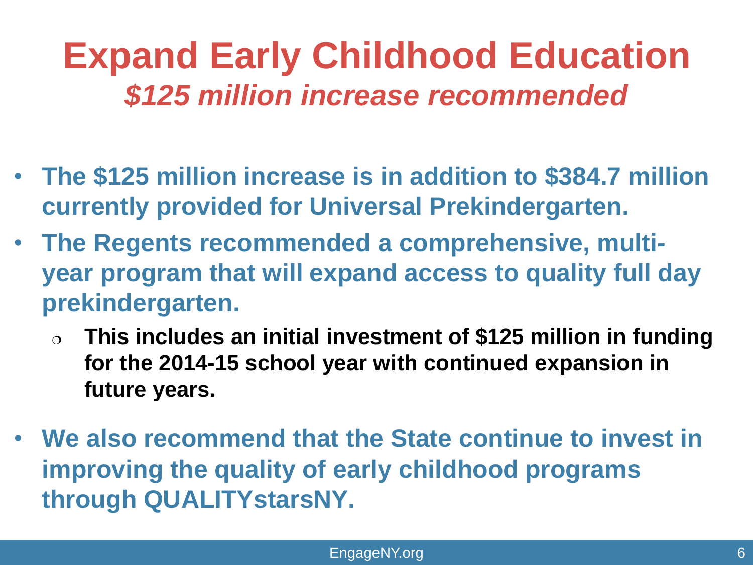# Expand Early Childhood Education

## *$125 million increase recommended*

- **The $125 million increase is in addition to $384.7 million currently provided for Universal Prekindergarten.**
- **The Regents recommended a comprehensive, multi-year program that will expand access to quality full day prekindergarten.**
  - **This includes an initial investment of $125 million in funding for the 2014-15 school year with continued expansion in future years.**
- **We also recommend that the State continue to invest in improving the quality of early childhood programs through QUALITYstarsNY.**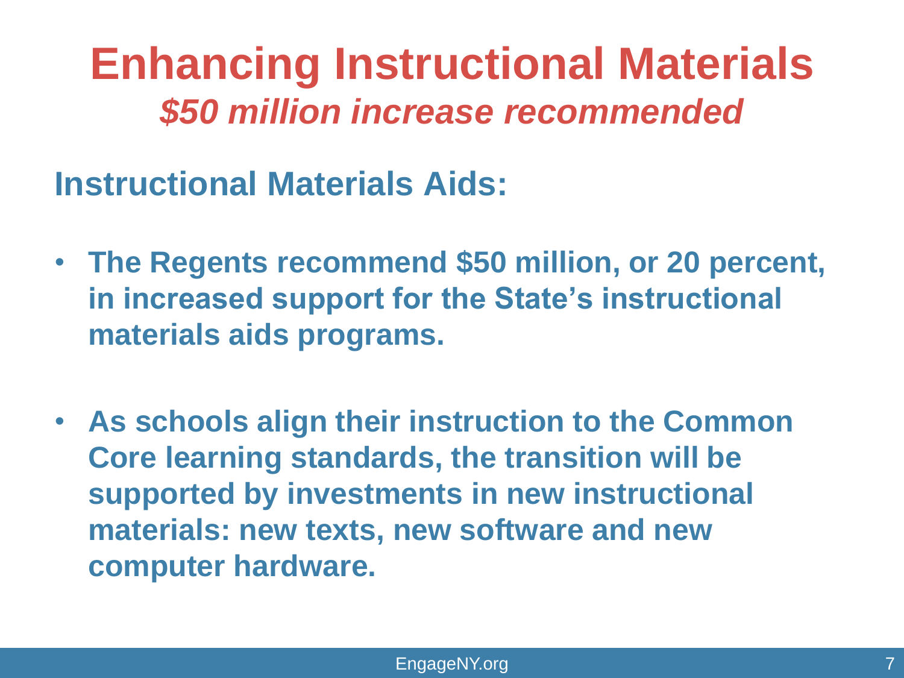# Enhancing Instructional Materials

## *$50 million increase recommended*

### Instructional Materials Aids:

- **The Regents recommend $50 million, or 20 percent, in increased support for the State's instructional materials aids programs.**

- **As schools align their instruction to the Common Core learning standards, the transition will be supported by investments in new instructional materials: new texts, new software and new computer hardware.**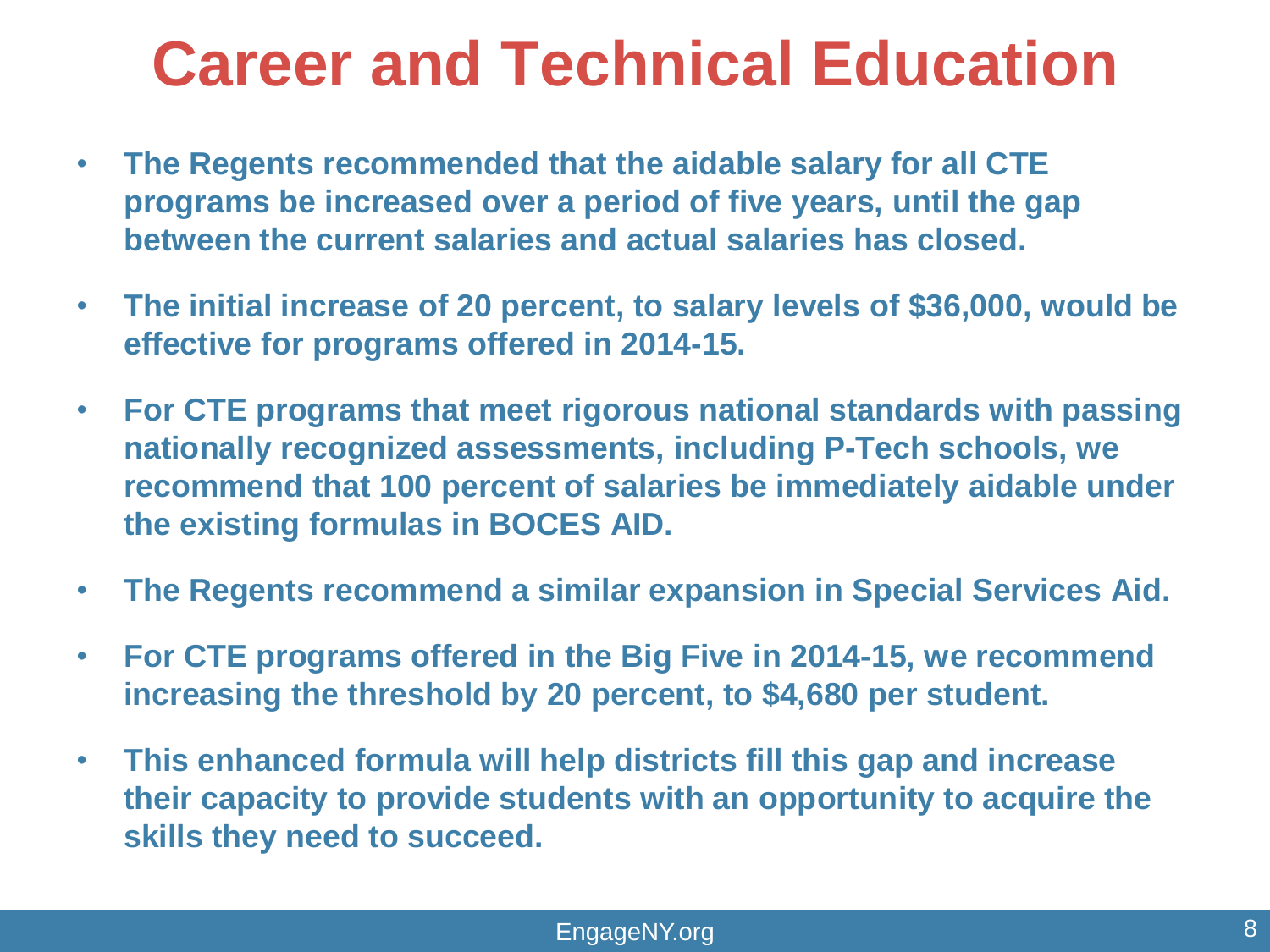# Career and Technical Education

- **The Regents recommended that the aidable salary for all CTE programs be increased over a period of five years, until the gap between the current salaries and actual salaries has closed.**
- **The initial increase of 20 percent, to salary levels of $36,000, would be effective for programs offered in 2014-15.**
- **For CTE programs that meet rigorous national standards with passing nationally recognized assessments, including P-Tech schools, we recommend that 100 percent of salaries be immediately aidable under the existing formulas in BOCES AID.**
- **The Regents recommend a similar expansion in Special Services Aid.**
- **For CTE programs offered in the Big Five in 2014-15, we recommend increasing the threshold by 20 percent, to $4,680 per student.**
- **This enhanced formula will help districts fill this gap and increase their capacity to provide students with an opportunity to acquire the skills they need to succeed.**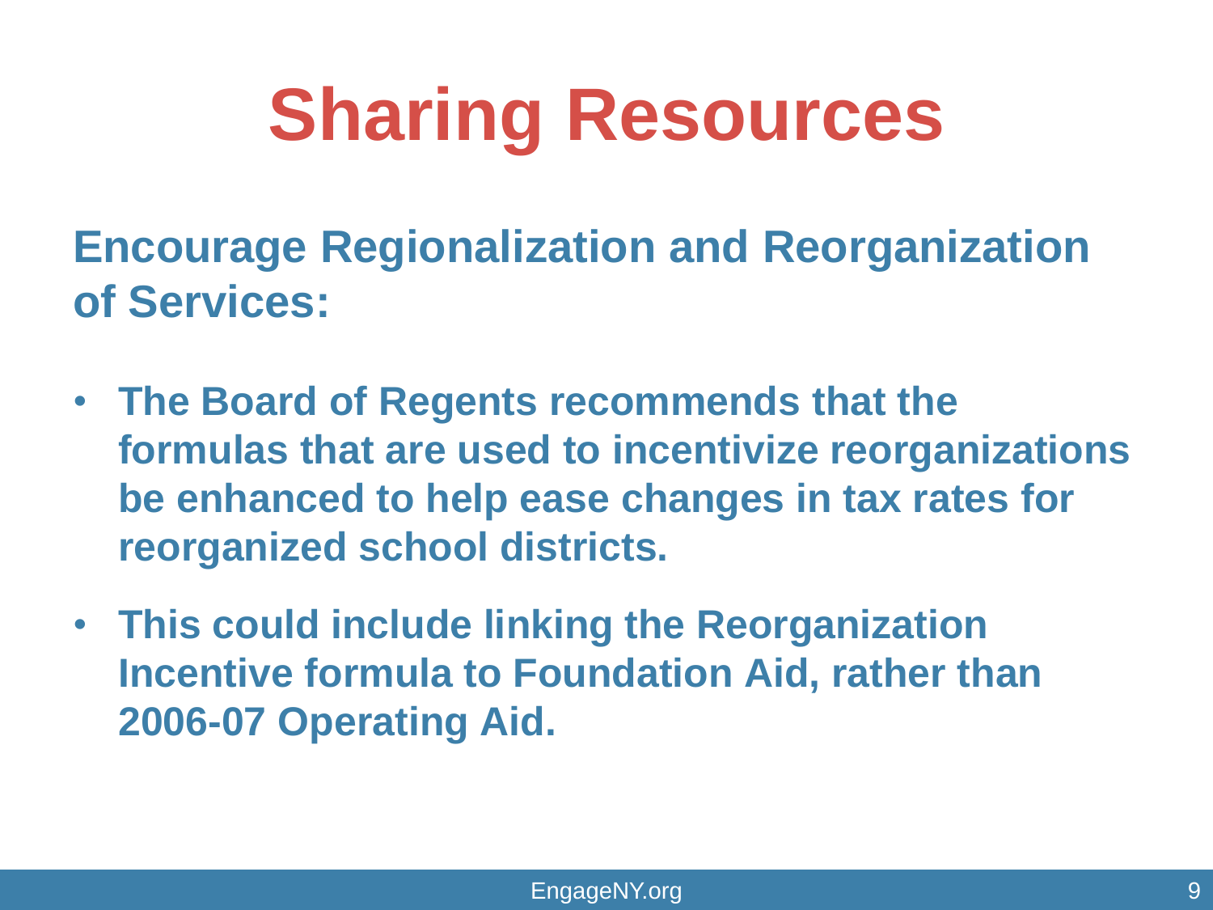# Sharing Resources

## Encourage Regionalization and Reorganization of Services:

- The Board of Regents recommends that the formulas that are used to incentivize reorganizations be enhanced to help ease changes in tax rates for reorganized school districts.
- This could include linking the Reorganization Incentive formula to Foundation Aid, rather than 2006-07 Operating Aid.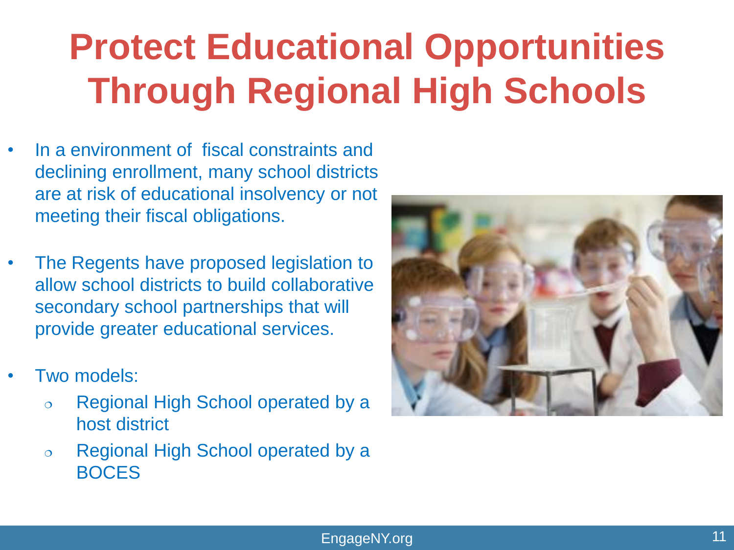# Protect Educational Opportunities Through Regional High Schools

- In a environment of  fiscal constraints and declining enrollment, many school districts are at risk of educational insolvency or not meeting their fiscal obligations.
- The Regents have proposed legislation to allow school districts to build collaborative secondary school partnerships that will provide greater educational services.
- Two models:
  - Regional High School operated by a host district
  - Regional High School operated by a BOCES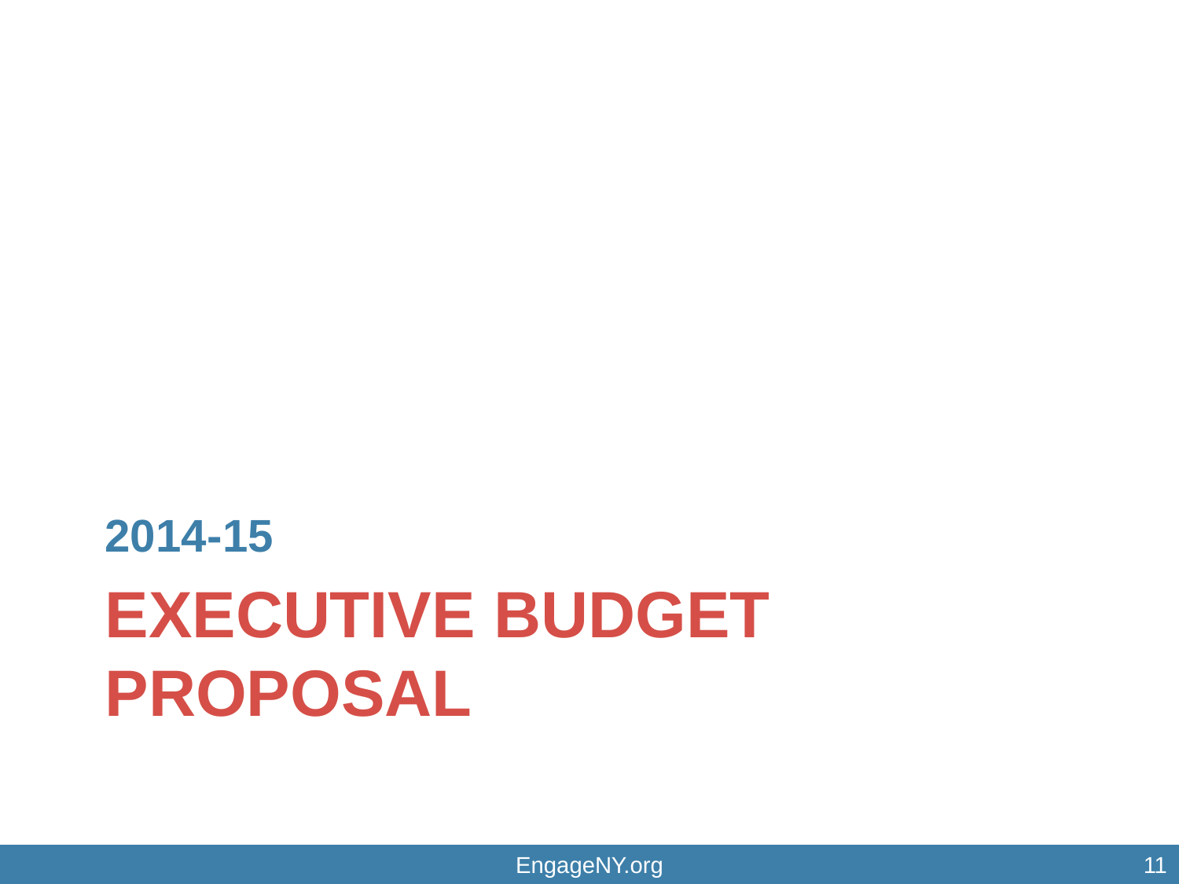## 2014-15

# EXECUTIVE BUDGET PROPOSAL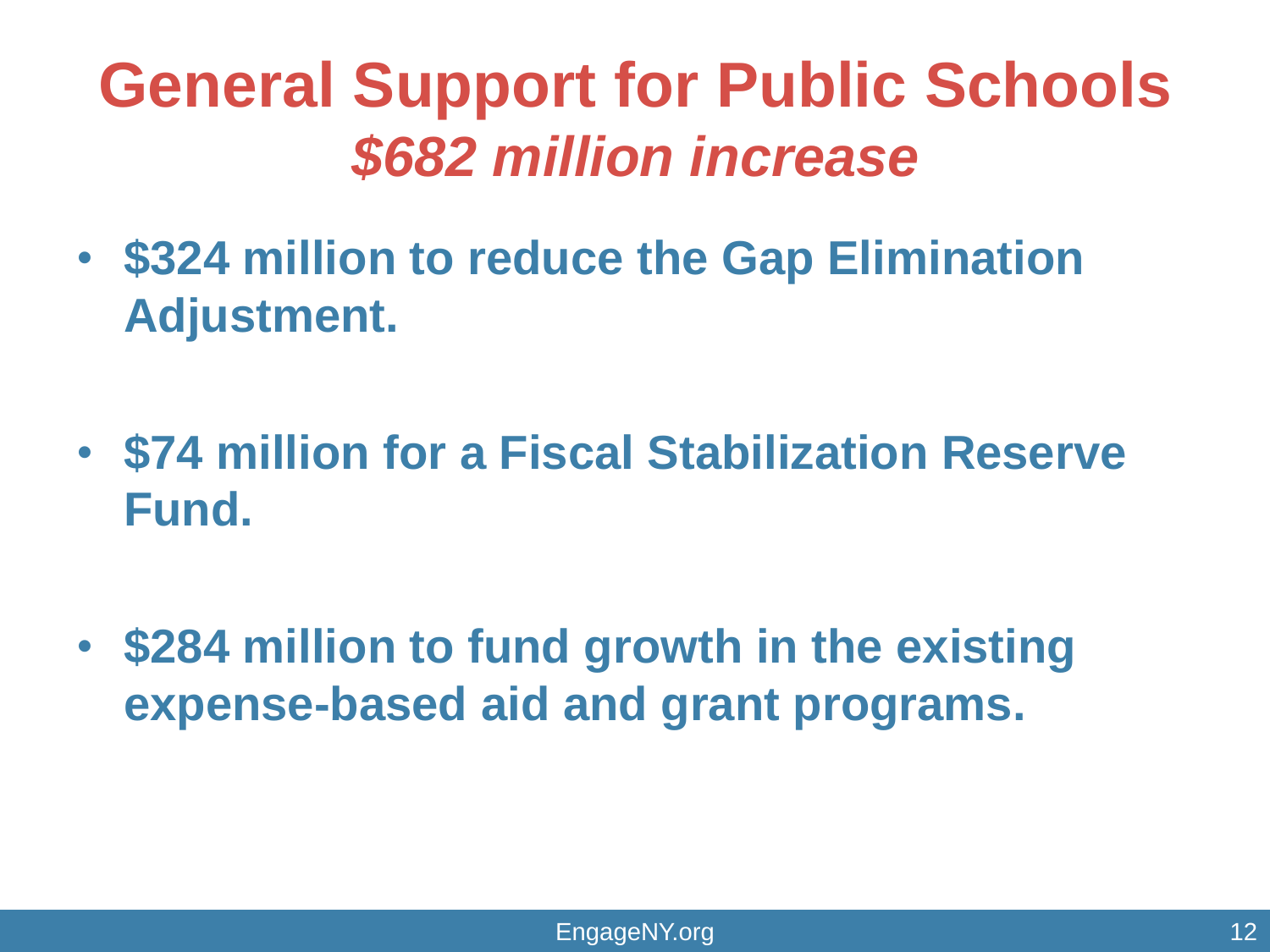# General Support for Public Schools
## *$682 million increase*

- **$324 million to reduce the Gap Elimination Adjustment.**

- **$74 million for a Fiscal Stabilization Reserve Fund.**

- **$284 million to fund growth in the existing expense-based aid and grant programs.**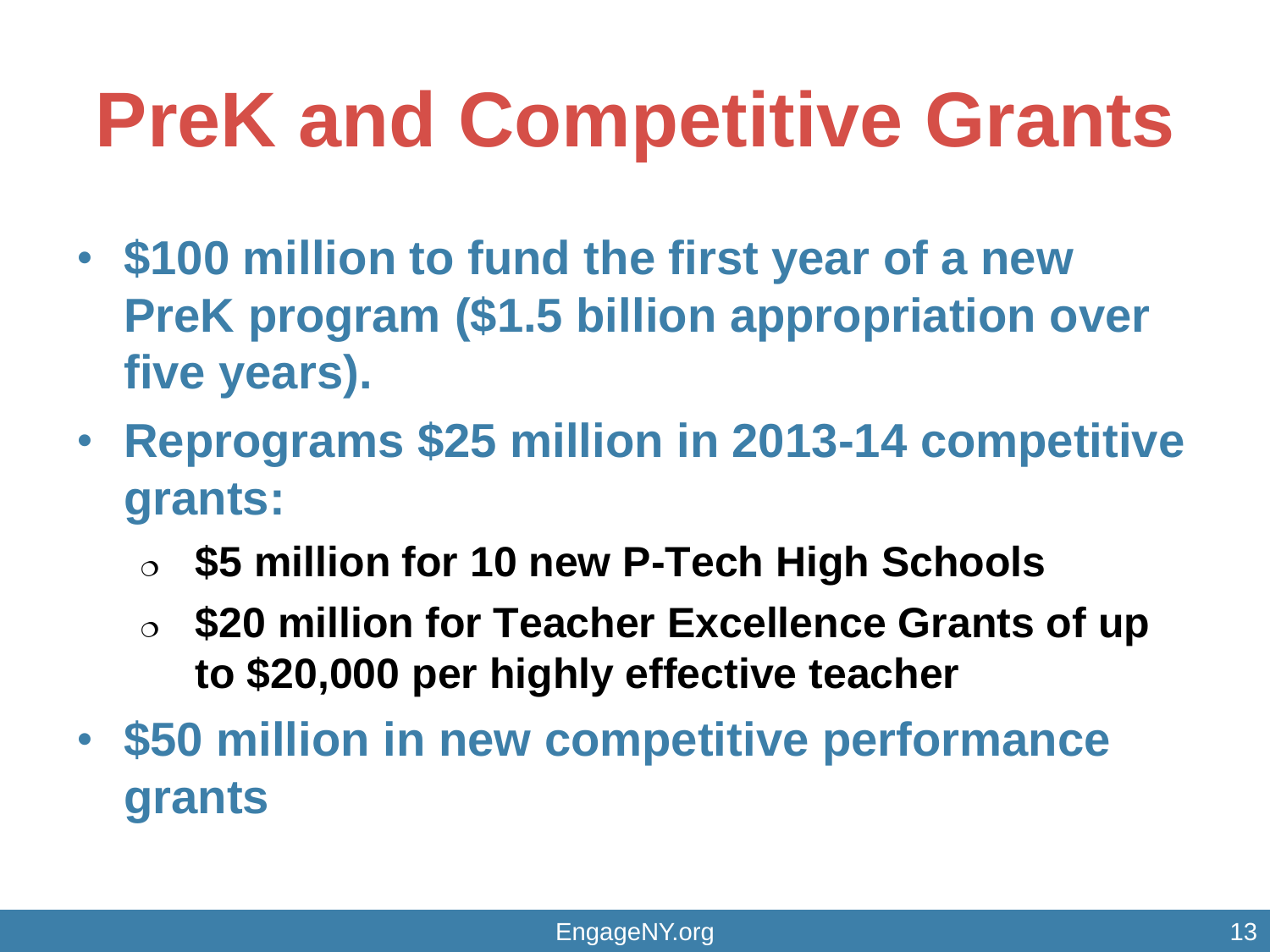# PreK and Competitive Grants

- $100 million to fund the first year of a new PreK program ($1.5 billion appropriation over five years).
- Reprograms $25 million in 2013-14 competitive grants:
  - $5 million for 10 new P-Tech High Schools
  - $20 million for Teacher Excellence Grants of up to $20,000 per highly effective teacher
- $50 million in new competitive performance grants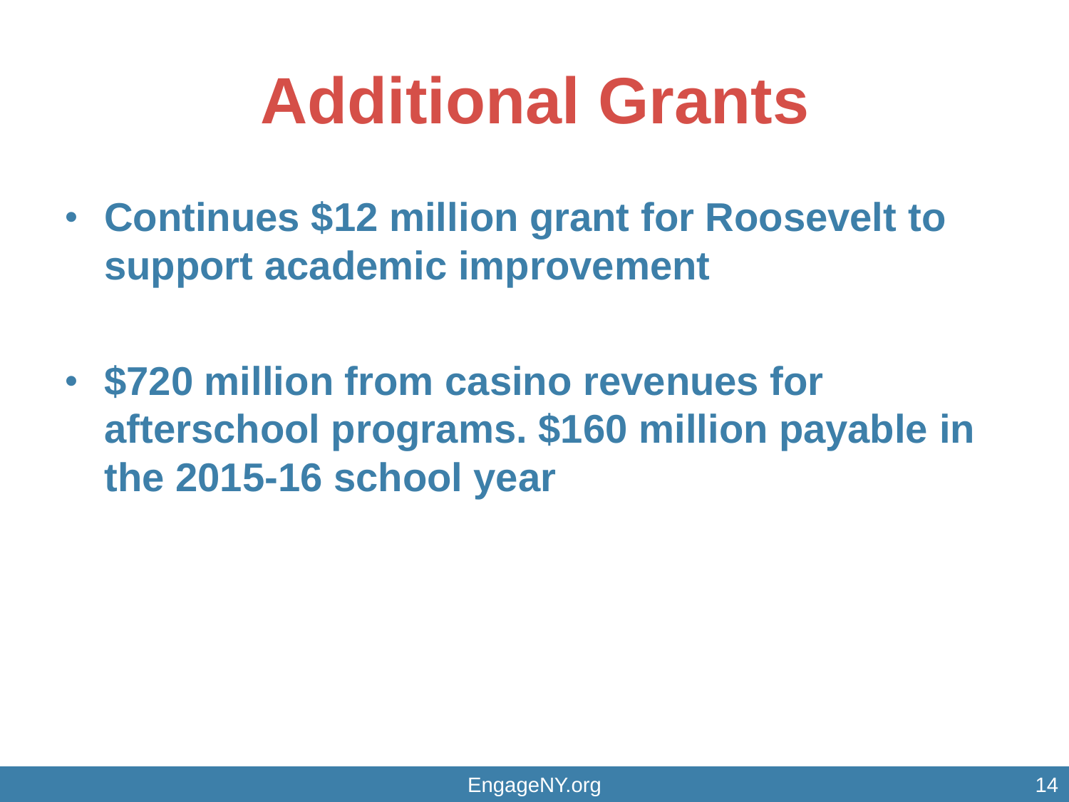# Additional Grants

- **Continues $12 million grant for Roosevelt to support academic improvement**

- **$720 million from casino revenues for afterschool programs. $160 million payable in the 2015-16 school year**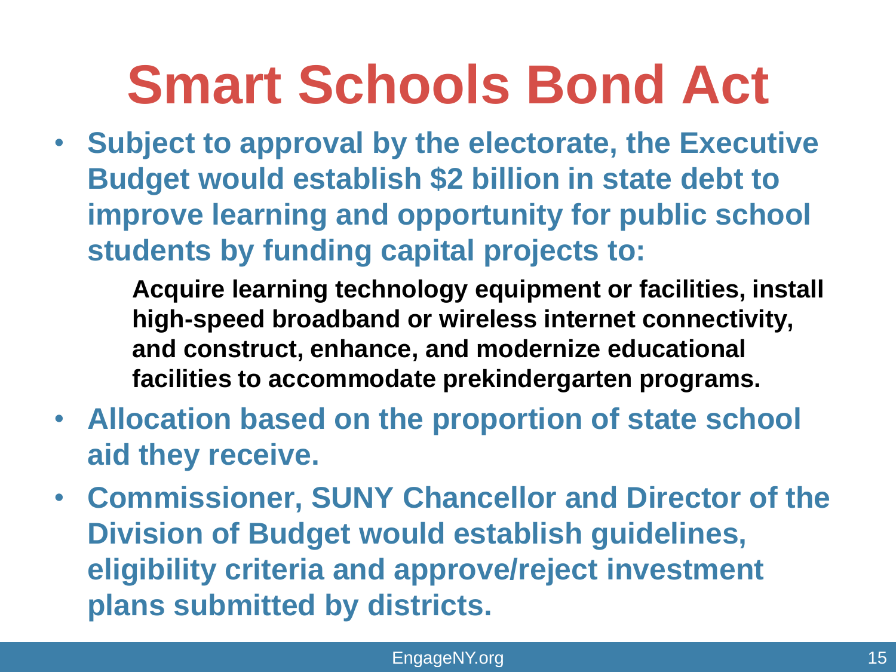# Smart Schools Bond Act

- **Subject to approval by the electorate, the Executive Budget would establish $2 billion in state debt to improve learning and opportunity for public school students by funding capital projects to:**

  **Acquire learning technology equipment or facilities, install high-speed broadband or wireless internet connectivity, and construct, enhance, and modernize educational facilities to accommodate prekindergarten programs.**

- **Allocation based on the proportion of state school aid they receive.**
- **Commissioner, SUNY Chancellor and Director of the Division of Budget would establish guidelines, eligibility criteria and approve/reject investment plans submitted by districts.**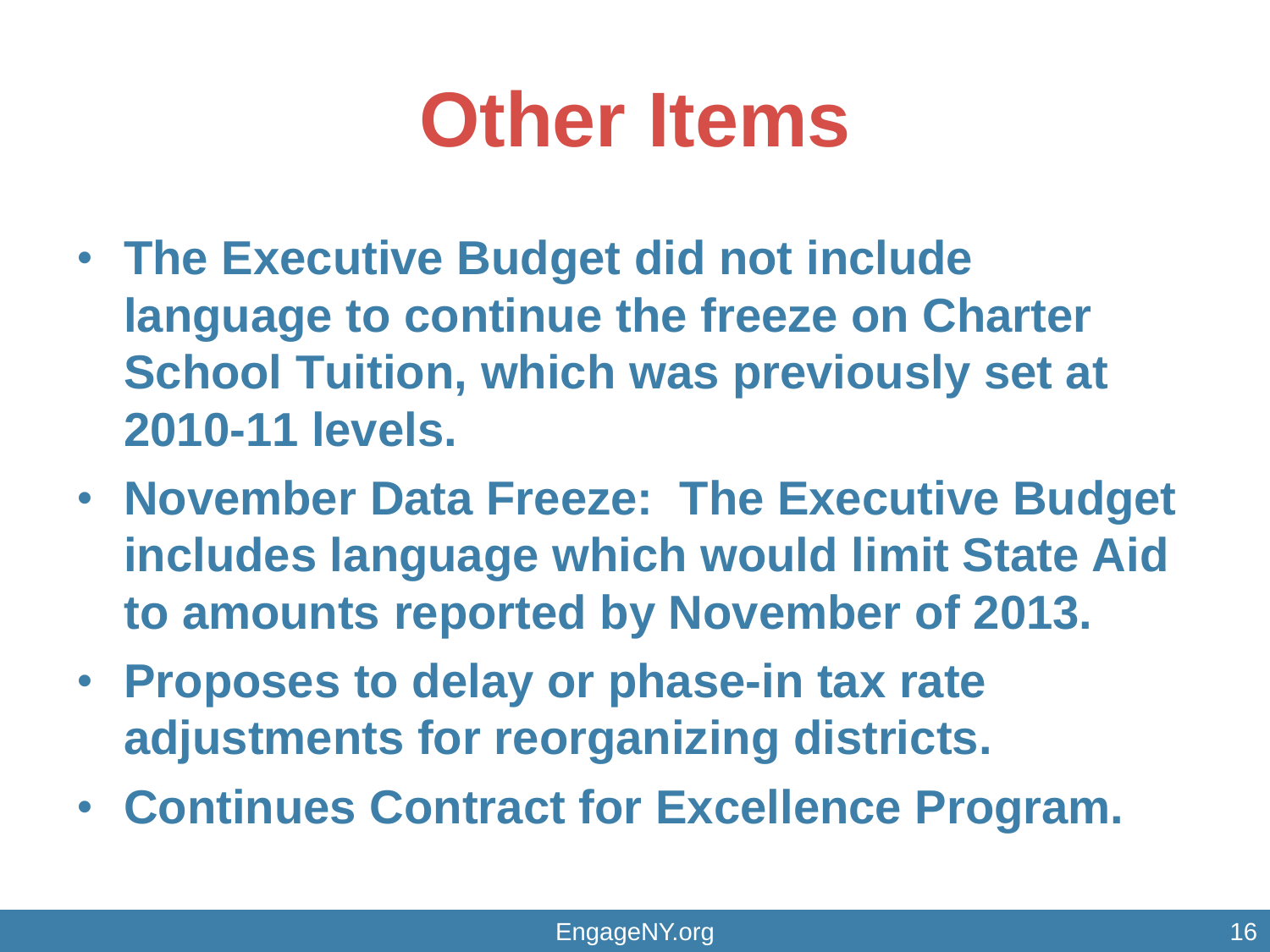# Other Items

- **The Executive Budget did not include language to continue the freeze on Charter School Tuition, which was previously set at 2010-11 levels.**
- **November Data Freeze: The Executive Budget includes language which would limit State Aid to amounts reported by November of 2013.**
- **Proposes to delay or phase-in tax rate adjustments for reorganizing districts.**
- **Continues Contract for Excellence Program.**